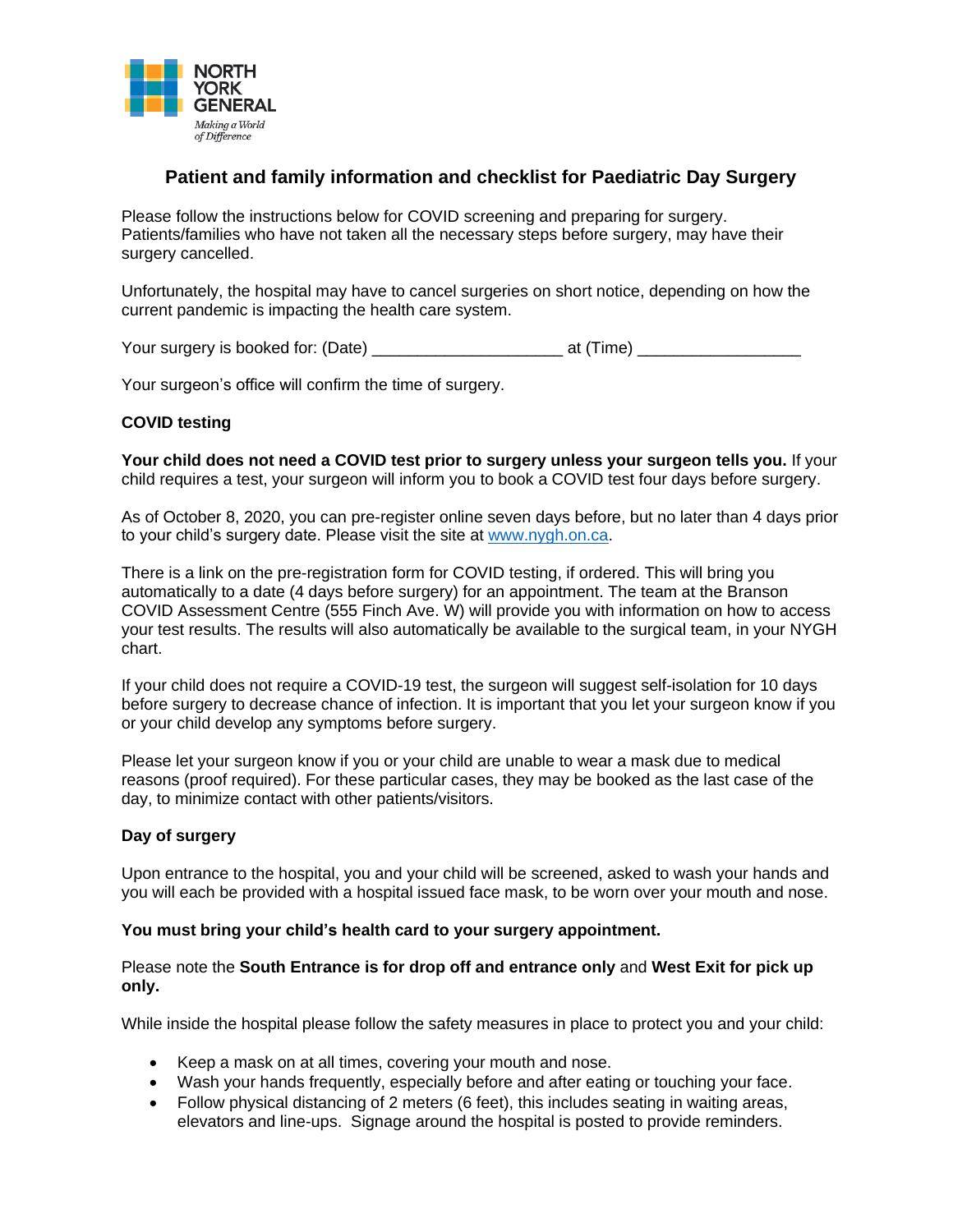NORTH YORK GENERAL

*Making a World of Difference*

# Patient and family information and checklist for Paediatric Day Surgery

Please follow the instructions below for COVID screening and preparing for surgery. Patients/families who have not taken all the necessary steps before surgery, may have their surgery cancelled.

Unfortunately, the hospital may have to cancel surgeries on short notice, depending on how the current pandemic is impacting the health care system.

Your surgery is booked for: (Date) ____________________ at (Time) _________________

Your surgeon's office will confirm the time of surgery.

**COVID testing**

**Your child does not need a COVID test prior to surgery unless your surgeon tells you.** If your child requires a test, your surgeon will inform you to book a COVID test four days before surgery.

As of October 8, 2020, you can pre-register online seven days before, but no later than 4 days prior to your child's surgery date. Please visit the site at www.nygh.on.ca.

There is a link on the pre-registration form for COVID testing, if ordered. This will bring you automatically to a date (4 days before surgery) for an appointment. The team at the Branson COVID Assessment Centre (555 Finch Ave. W) will provide you with information on how to access your test results. The results will also automatically be available to the surgical team, in your NYGH chart.

If your child does not require a COVID-19 test, the surgeon will suggest self-isolation for 10 days before surgery to decrease chance of infection. It is important that you let your surgeon know if you or your child develop any symptoms before surgery.

Please let your surgeon know if you or your child are unable to wear a mask due to medical reasons (proof required). For these particular cases, they may be booked as the last case of the day, to minimize contact with other patients/visitors.

**Day of surgery**

Upon entrance to the hospital, you and your child will be screened, asked to wash your hands and you will each be provided with a hospital issued face mask, to be worn over your mouth and nose.

**You must bring your child's health card to your surgery appointment.**

Please note the **South Entrance is for drop off and entrance only** and **West Exit for pick up only.**

While inside the hospital please follow the safety measures in place to protect you and your child:

- Keep a mask on at all times, covering your mouth and nose.
- Wash your hands frequently, especially before and after eating or touching your face.
- Follow physical distancing of 2 meters (6 feet), this includes seating in waiting areas, elevators and line-ups. Signage around the hospital is posted to provide reminders.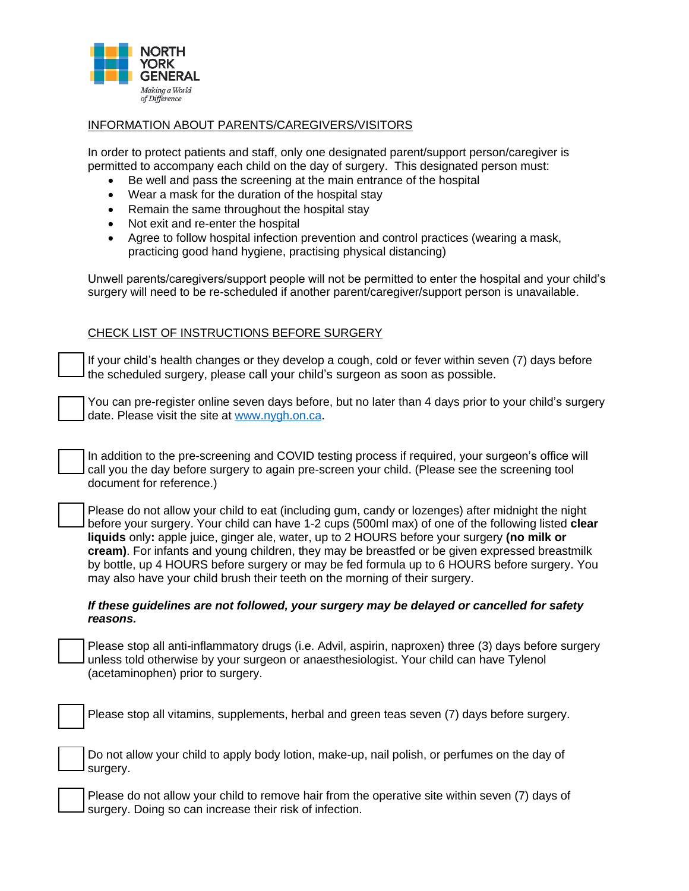NORTH YORK GENERAL

*Making a World of Difference*

## INFORMATION ABOUT PARENTS/CAREGIVERS/VISITORS

In order to protect patients and staff, only one designated parent/support person/caregiver is permitted to accompany each child on the day of surgery. This designated person must:

- Be well and pass the screening at the main entrance of the hospital
- Wear a mask for the duration of the hospital stay
- Remain the same throughout the hospital stay
- Not exit and re-enter the hospital
- Agree to follow hospital infection prevention and control practices (wearing a mask, practicing good hand hygiene, practising physical distancing)

Unwell parents/caregivers/support people will not be permitted to enter the hospital and your child's surgery will need to be re-scheduled if another parent/caregiver/support person is unavailable.

## CHECK LIST OF INSTRUCTIONS BEFORE SURGERY

- [ ] If your child's health changes or they develop a cough, cold or fever within seven (7) days before the scheduled surgery, please call your child's surgeon as soon as possible.

- [ ] You can pre-register online seven days before, but no later than 4 days prior to your child's surgery date. Please visit the site at www.nygh.on.ca.

- [ ] In addition to the pre-screening and COVID testing process if required, your surgeon's office will call you the day before surgery to again pre-screen your child. (Please see the screening tool document for reference.)

- [ ] Please do not allow your child to eat (including gum, candy or lozenges) after midnight the night before your surgery. Your child can have 1-2 cups (500ml max) of one of the following listed **clear liquids** only**:** apple juice, ginger ale, water, up to 2 HOURS before your surgery **(no milk or cream)**. For infants and young children, they may be breastfed or be given expressed breastmilk by bottle, up 4 HOURS before surgery or may be fed formula up to 6 HOURS before surgery. You may also have your child brush their teeth on the morning of their surgery.

***If these guidelines are not followed, your surgery may be delayed or cancelled for safety reasons.***

- [ ] Please stop all anti-inflammatory drugs (i.e. Advil, aspirin, naproxen) three (3) days before surgery unless told otherwise by your surgeon or anaesthesiologist. Your child can have Tylenol (acetaminophen) prior to surgery.

- [ ] Please stop all vitamins, supplements, herbal and green teas seven (7) days before surgery.

- [ ] Do not allow your child to apply body lotion, make-up, nail polish, or perfumes on the day of surgery.

- [ ] Please do not allow your child to remove hair from the operative site within seven (7) days of surgery. Doing so can increase their risk of infection.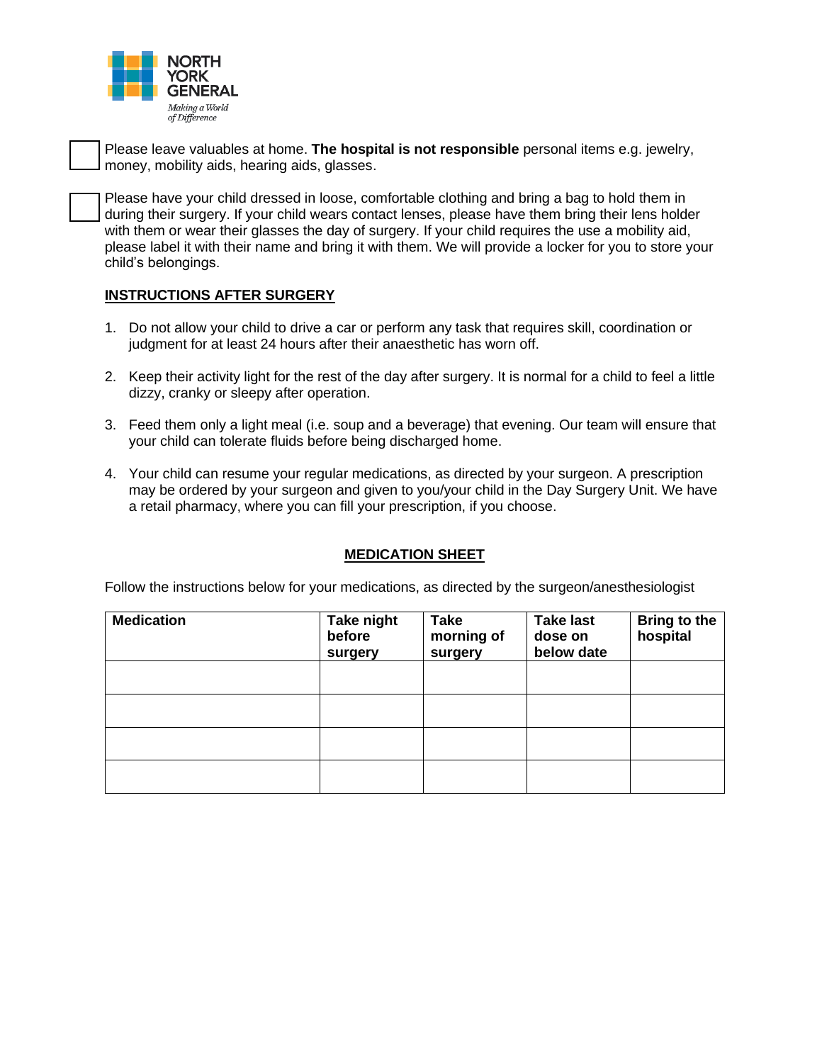☐ Please leave valuables at home. **The hospital is not responsible** personal items e.g. jewelry, money, mobility aids, hearing aids, glasses.

☐ Please have your child dressed in loose, comfortable clothing and bring a bag to hold them in during their surgery. If your child wears contact lenses, please have them bring their lens holder with them or wear their glasses the day of surgery. If your child requires the use a mobility aid, please label it with their name and bring it with them. We will provide a locker for you to store your child's belongings.

## INSTRUCTIONS AFTER SURGERY

1. Do not allow your child to drive a car or perform any task that requires skill, coordination or judgment for at least 24 hours after their anaesthetic has worn off.

2. Keep their activity light for the rest of the day after surgery. It is normal for a child to feel a little dizzy, cranky or sleepy after operation.

3. Feed them only a light meal (i.e. soup and a beverage) that evening. Our team will ensure that your child can tolerate fluids before being discharged home.

4. Your child can resume your regular medications, as directed by your surgeon. A prescription may be ordered by your surgeon and given to you/your child in the Day Surgery Unit. We have a retail pharmacy, where you can fill your prescription, if you choose.

## MEDICATION SHEET

Follow the instructions below for your medications, as directed by the surgeon/anesthesiologist

| Medication | Take night before surgery | Take morning of surgery | Take last dose on below date | Bring to the hospital |
|---|---|---|---|---|
| | | | | |
| | | | | |
| | | | | |
| | | | | |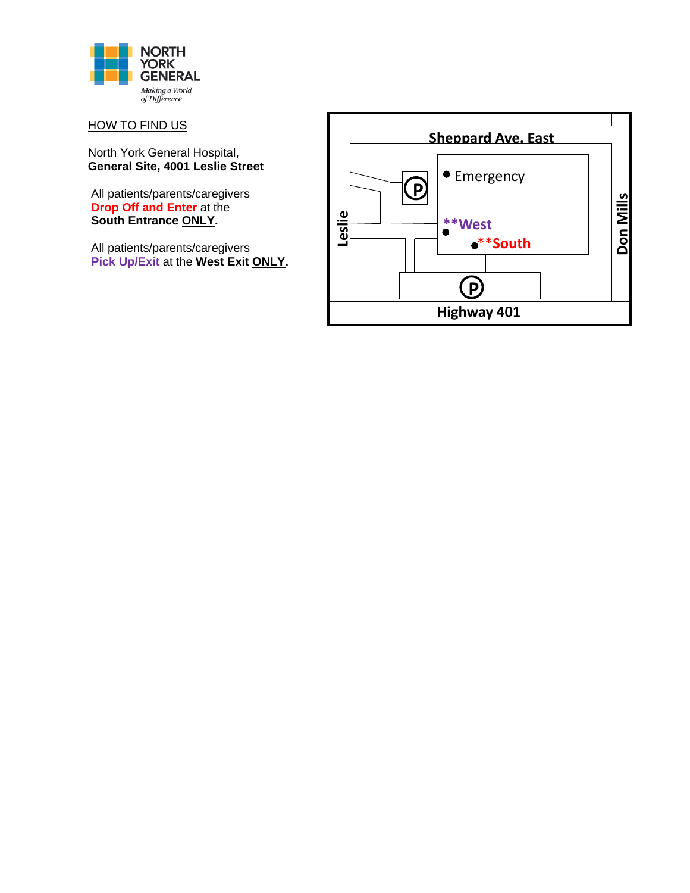NORTH YORK GENERAL

*Making a World of Difference*

## HOW TO FIND US

North York General Hospital,
**General Site, 4001 Leslie Street**

All patients/parents/caregivers **Drop Off and Enter** at the **South Entrance ONLY.**

All patients/parents/caregivers **Pick Up/Exit** at the **West Exit ONLY.**

Sheppard Ave. East

Leslie

Don Mills

Highway 401

P

Emergency

**West

**South

P